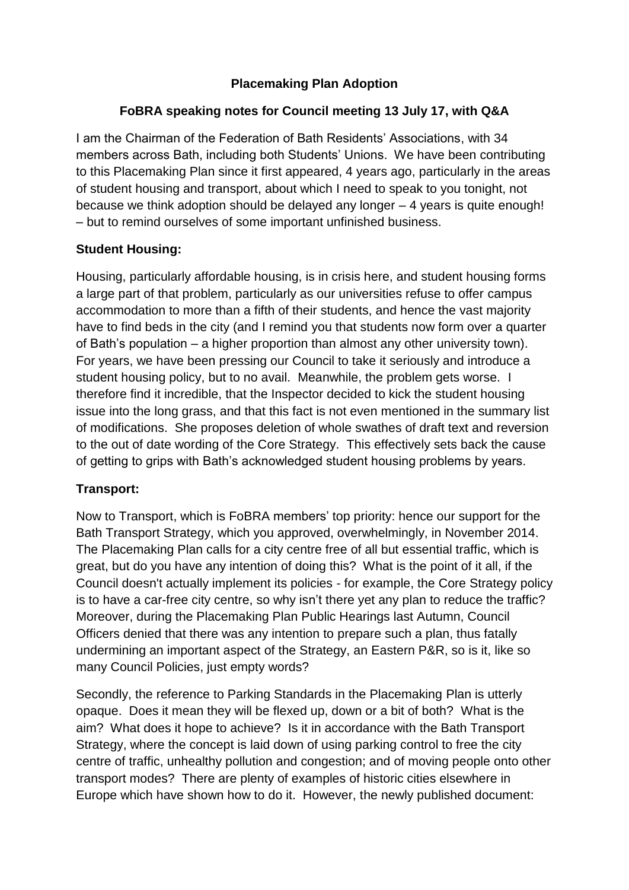# Placemaking Plan Adoption

## FoBRA speaking notes for Council meeting 13 July 17, with Q&A

I am the Chairman of the Federation of Bath Residents' Associations, with 34 members across Bath, including both Students' Unions. We have been contributing to this Placemaking Plan since it first appeared, 4 years ago, particularly in the areas of student housing and transport, about which I need to speak to you tonight, not because we think adoption should be delayed any longer – 4 years is quite enough! – but to remind ourselves of some important unfinished business.

### Student Housing:

Housing, particularly affordable housing, is in crisis here, and student housing forms a large part of that problem, particularly as our universities refuse to offer campus accommodation to more than a fifth of their students, and hence the vast majority have to find beds in the city (and I remind you that students now form over a quarter of Bath's population – a higher proportion than almost any other university town). For years, we have been pressing our Council to take it seriously and introduce a student housing policy, but to no avail. Meanwhile, the problem gets worse. I therefore find it incredible, that the Inspector decided to kick the student housing issue into the long grass, and that this fact is not even mentioned in the summary list of modifications. She proposes deletion of whole swathes of draft text and reversion to the out of date wording of the Core Strategy. This effectively sets back the cause of getting to grips with Bath's acknowledged student housing problems by years.

### Transport:

Now to Transport, which is FoBRA members' top priority: hence our support for the Bath Transport Strategy, which you approved, overwhelmingly, in November 2014. The Placemaking Plan calls for a city centre free of all but essential traffic, which is great, but do you have any intention of doing this? What is the point of it all, if the Council doesn't actually implement its policies - for example, the Core Strategy policy is to have a car-free city centre, so why isn't there yet any plan to reduce the traffic? Moreover, during the Placemaking Plan Public Hearings last Autumn, Council Officers denied that there was any intention to prepare such a plan, thus fatally undermining an important aspect of the Strategy, an Eastern P&R, so is it, like so many Council Policies, just empty words?

Secondly, the reference to Parking Standards in the Placemaking Plan is utterly opaque. Does it mean they will be flexed up, down or a bit of both? What is the aim? What does it hope to achieve? Is it in accordance with the Bath Transport Strategy, where the concept is laid down of using parking control to free the city centre of traffic, unhealthy pollution and congestion; and of moving people onto other transport modes? There are plenty of examples of historic cities elsewhere in Europe which have shown how to do it. However, the newly published document: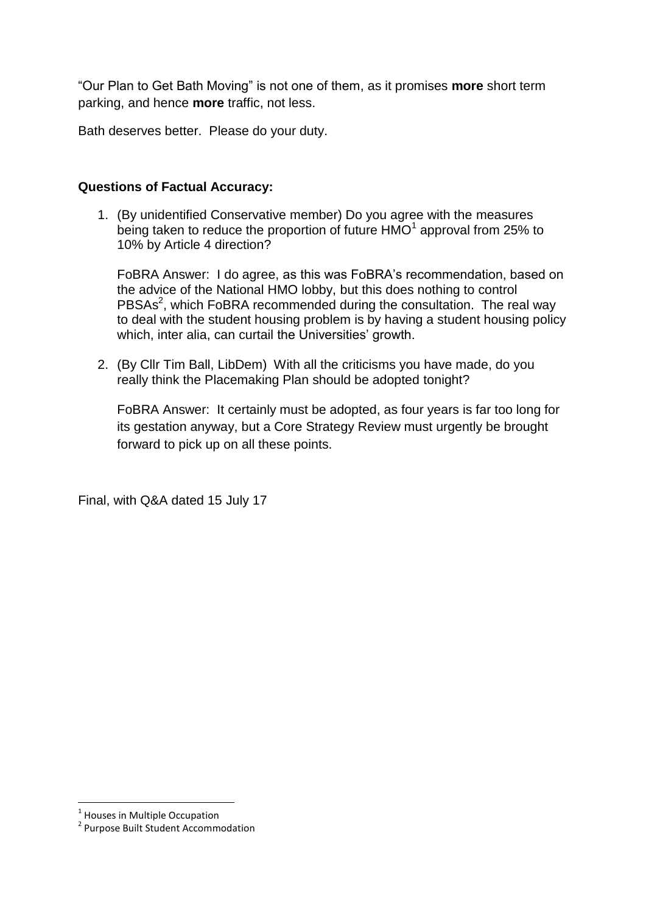“Our Plan to Get Bath Moving” is not one of them, as it promises **more** short term parking, and hence **more** traffic, not less.

Bath deserves better. Please do your duty.

**Questions of Factual Accuracy:**

1. (By unidentified Conservative member) Do you agree with the measures being taken to reduce the proportion of future HMO[1] approval from 25% to 10% by Article 4 direction?

   FoBRA Answer: I do agree, as this was FoBRA’s recommendation, based on the advice of the National HMO lobby, but this does nothing to control PBSAs[2], which FoBRA recommended during the consultation. The real way to deal with the student housing problem is by having a student housing policy which, inter alia, can curtail the Universities’ growth.

2. (By Cllr Tim Ball, LibDem) With all the criticisms you have made, do you really think the Placemaking Plan should be adopted tonight?

   FoBRA Answer: It certainly must be adopted, as four years is far too long for its gestation anyway, but a Core Strategy Review must urgently be brought forward to pick up on all these points.

Final, with Q&A dated 15 July 17

[1] Houses in Multiple Occupation

[2] Purpose Built Student Accommodation